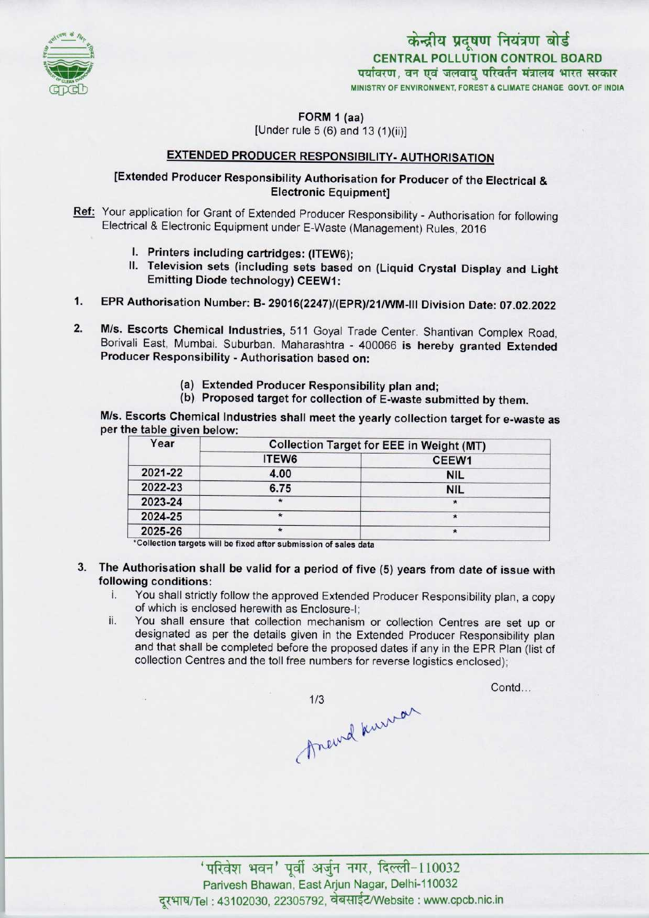केन्द्रीय प्रदूषण नियंत्रण बोर्ड
**CENTRAL POLLUTION CONTROL BOARD**
पर्यावरण, वन एवं जलवायु परिवर्तन मंत्रालय भारत सरकार
MINISTRY OF ENVIRONMENT, FOREST & CLIMATE CHANGE GOVT. OF INDIA

**FORM 1 (aa)**
[Under rule 5 (6) and 13 (1)(ii)]

## EXTENDED PRODUCER RESPONSIBILITY- AUTHORISATION

**[Extended Producer Responsibility Authorisation for Producer of the Electrical & Electronic Equipment]**

**Ref:** Your application for Grant of Extended Producer Responsibility - Authorisation for following Electrical & Electronic Equipment under E-Waste (Management) Rules, 2016

I. **Printers including cartridges: (ITEW6);**
II. **Television sets (including sets based on (Liquid Crystal Display and Light Emitting Diode technology) CEEW1:**

1. **EPR Authorisation Number: B- 29016(2247)/(EPR)/21/WM-III Division Date: 07.02.2022**

2. **M/s. Escorts Chemical Industries,** 511 Goyal Trade Center. Shantivan Complex Road, Borivali East, Mumbai. Suburban. Maharashtra - 400066 **is hereby granted Extended Producer Responsibility - Authorisation based on:**

   (a) **Extended Producer Responsibility plan and;**
   (b) **Proposed target for collection of E-waste submitted by them.**

**M/s. Escorts Chemical Industries shall meet the yearly collection target for e-waste as per the table given below:**

| Year | Collection Target for EEE in Weight (MT) | |
|---|---|---|
| | ITEW6 | CEEW1 |
| 2021-22 | 4.00 | NIL |
| 2022-23 | 6.75 | NIL |
| 2023-24 | * | * |
| 2024-25 | * | * |
| 2025-26 | * | * |

*Collection targets will be fixed after submission of sales data

3. **The Authorisation shall be valid for a period of five (5) years from date of issue with following conditions:**
   i. You shall strictly follow the approved Extended Producer Responsibility plan, a copy of which is enclosed herewith as Enclosure-I;
   ii. You shall ensure that collection mechanism or collection Centres are set up or designated as per the details given in the Extended Producer Responsibility plan and that shall be completed before the proposed dates if any in the EPR Plan (list of collection Centres and the toll free numbers for reverse logistics enclosed);

Contd...

'परिवेश भवन' पूर्वी अर्जुन नगर, दिल्ली-110032
Parivesh Bhawan, East Arjun Nagar, Delhi-110032
दूरभाष/Tel : 43102030, 22305792, वेबसाईट/Website : www.cpcb.nic.in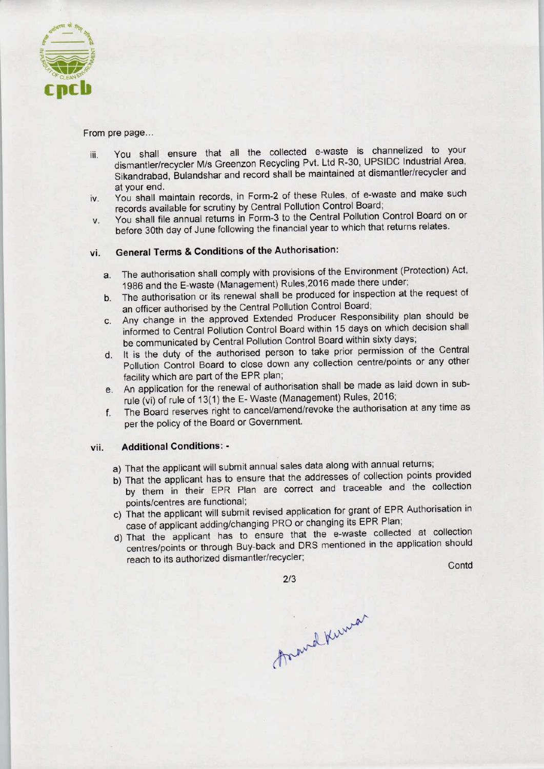From pre page...

iii. You shall ensure that all the collected e-waste is channelized to your dismantler/recycler M/s Greenzon Recycling Pvt. Ltd R-30, UPSIDC Industrial Area, Sikandrabad, Bulandshar and record shall be maintained at dismantler/recycler and at your end.

iv. You shall maintain records, in Form-2 of these Rules, of e-waste and make such records available for scrutiny by Central Pollution Control Board;

v. You shall file annual returns in Form-3 to the Central Pollution Control Board on or before 30th day of June following the financial year to which that returns relates.

vi. **General Terms & Conditions of the Authorisation:**

a. The authorisation shall comply with provisions of the Environment (Protection) Act, 1986 and the E-waste (Management) Rules,2016 made there under;

b. The authorisation or its renewal shall be produced for inspection at the request of an officer authorised by the Central Pollution Control Board;

c. Any change in the approved Extended Producer Responsibility plan should be informed to Central Pollution Control Board within 15 days on which decision shall be communicated by Central Pollution Control Board within sixty days;

d. It is the duty of the authorised person to take prior permission of the Central Pollution Control Board to close down any collection centre/points or any other facility which are part of the EPR plan;

e. An application for the renewal of authorisation shall be made as laid down in sub-rule (vi) of rule of 13(1) the E- Waste (Management) Rules, 2016;

f. The Board reserves right to cancel/amend/revoke the authorisation at any time as per the policy of the Board or Government.

vii. **Additional Conditions: -**

a) That the applicant will submit annual sales data along with annual returns;

b) That the applicant has to ensure that the addresses of collection points provided by them in their EPR Plan are correct and traceable and the collection points/centres are functional;

c) That the applicant will submit revised application for grant of EPR Authorisation in case of applicant adding/changing PRO or changing its EPR Plan;

d) That the applicant has to ensure that the e-waste collected at collection centres/points or through Buy-back and DRS mentioned in the application should reach to its authorized dismantler/recycler;

Contd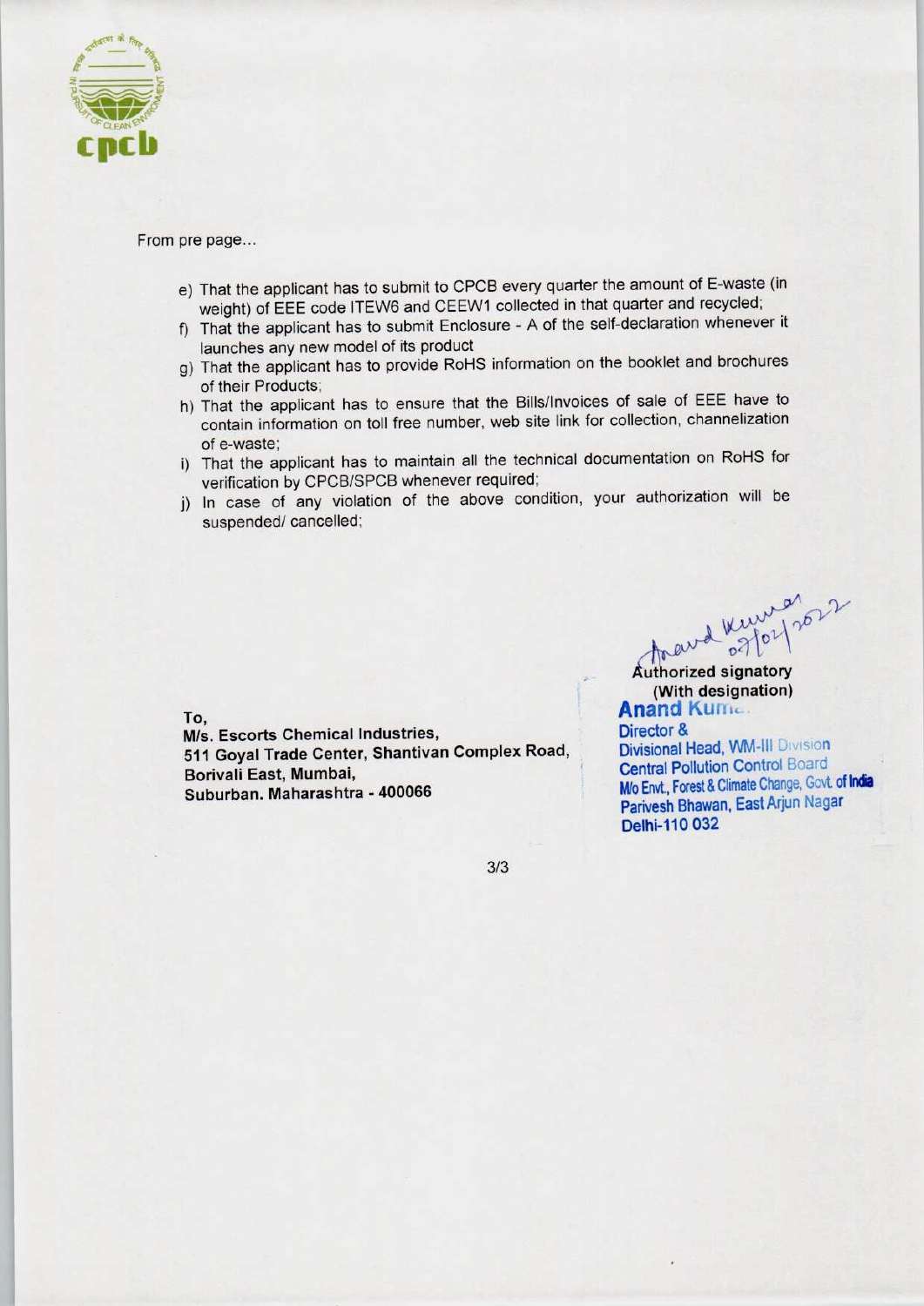From pre page...

e) That the applicant has to submit to CPCB every quarter the amount of E-waste (in weight) of EEE code ITEW6 and CEEW1 collected in that quarter and recycled;
f) That the applicant has to submit Enclosure - A of the self-declaration whenever it launches any new model of its product
g) That the applicant has to provide RoHS information on the booklet and brochures of their Products;
h) That the applicant has to ensure that the Bills/Invoices of sale of EEE have to contain information on toll free number, web site link for collection, channelization of e-waste;
i) That the applicant has to maintain all the technical documentation on RoHS for verification by CPCB/SPCB whenever required;
j) In case of any violation of the above condition, your authorization will be suspended/ cancelled;

Anand Kumar 07/02/2022

Authorized signatory
(With designation)

**Anand Kumar**
Director &
Divisional Head, WM-III Division
Central Pollution Control Board
M/o Envt., Forest & Climate Change, Govt. of India
Parivesh Bhawan, East Arjun Nagar
Delhi-110 032

To,
**M/s. Escorts Chemical Industries,**
**511 Goyal Trade Center, Shantivan Complex Road,**
**Borivali East, Mumbai,**
**Suburban. Maharashtra - 400066**